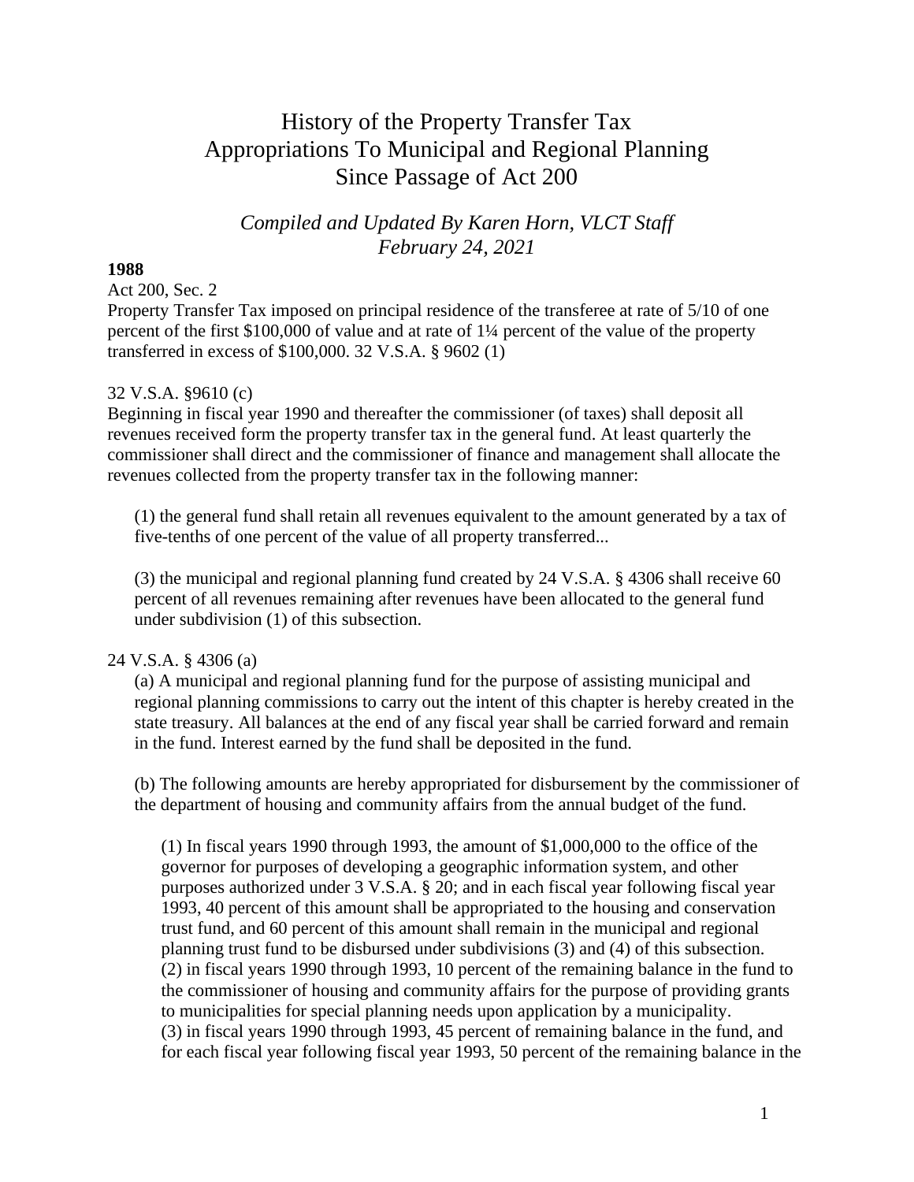# History of the Property Transfer Tax Appropriations To Municipal and Regional Planning Since Passage of Act 200

*Compiled and Updated By Karen Horn, VLCT Staff*
*February 24, 2021*

**1988**

Act 200, Sec. 2

Property Transfer Tax imposed on principal residence of the transferee at rate of 5/10 of one percent of the first $100,000 of value and at rate of 1¼ percent of the value of the property transferred in excess of $100,000. 32 V.S.A. § 9602 (1)

32 V.S.A. §9610 (c)

Beginning in fiscal year 1990 and thereafter the commissioner (of taxes) shall deposit all revenues received form the property transfer tax in the general fund. At least quarterly the commissioner shall direct and the commissioner of finance and management shall allocate the revenues collected from the property transfer tax in the following manner:

> (1) the general fund shall retain all revenues equivalent to the amount generated by a tax of five-tenths of one percent of the value of all property transferred...
>
> (3) the municipal and regional planning fund created by 24 V.S.A. § 4306 shall receive 60 percent of all revenues remaining after revenues have been allocated to the general fund under subdivision (1) of this subsection.

24 V.S.A. § 4306 (a)

> (a) A municipal and regional planning fund for the purpose of assisting municipal and regional planning commissions to carry out the intent of this chapter is hereby created in the state treasury. All balances at the end of any fiscal year shall be carried forward and remain in the fund. Interest earned by the fund shall be deposited in the fund.
>
> (b) The following amounts are hereby appropriated for disbursement by the commissioner of the department of housing and community affairs from the annual budget of the fund.
>
> > (1) In fiscal years 1990 through 1993, the amount of $1,000,000 to the office of the governor for purposes of developing a geographic information system, and other purposes authorized under 3 V.S.A. § 20; and in each fiscal year following fiscal year 1993, 40 percent of this amount shall be appropriated to the housing and conservation trust fund, and 60 percent of this amount shall remain in the municipal and regional planning trust fund to be disbursed under subdivisions (3) and (4) of this subsection.
> > (2) in fiscal years 1990 through 1993, 10 percent of the remaining balance in the fund to the commissioner of housing and community affairs for the purpose of providing grants to municipalities for special planning needs upon application by a municipality.
> > (3) in fiscal years 1990 through 1993, 45 percent of remaining balance in the fund, and for each fiscal year following fiscal year 1993, 50 percent of the remaining balance in the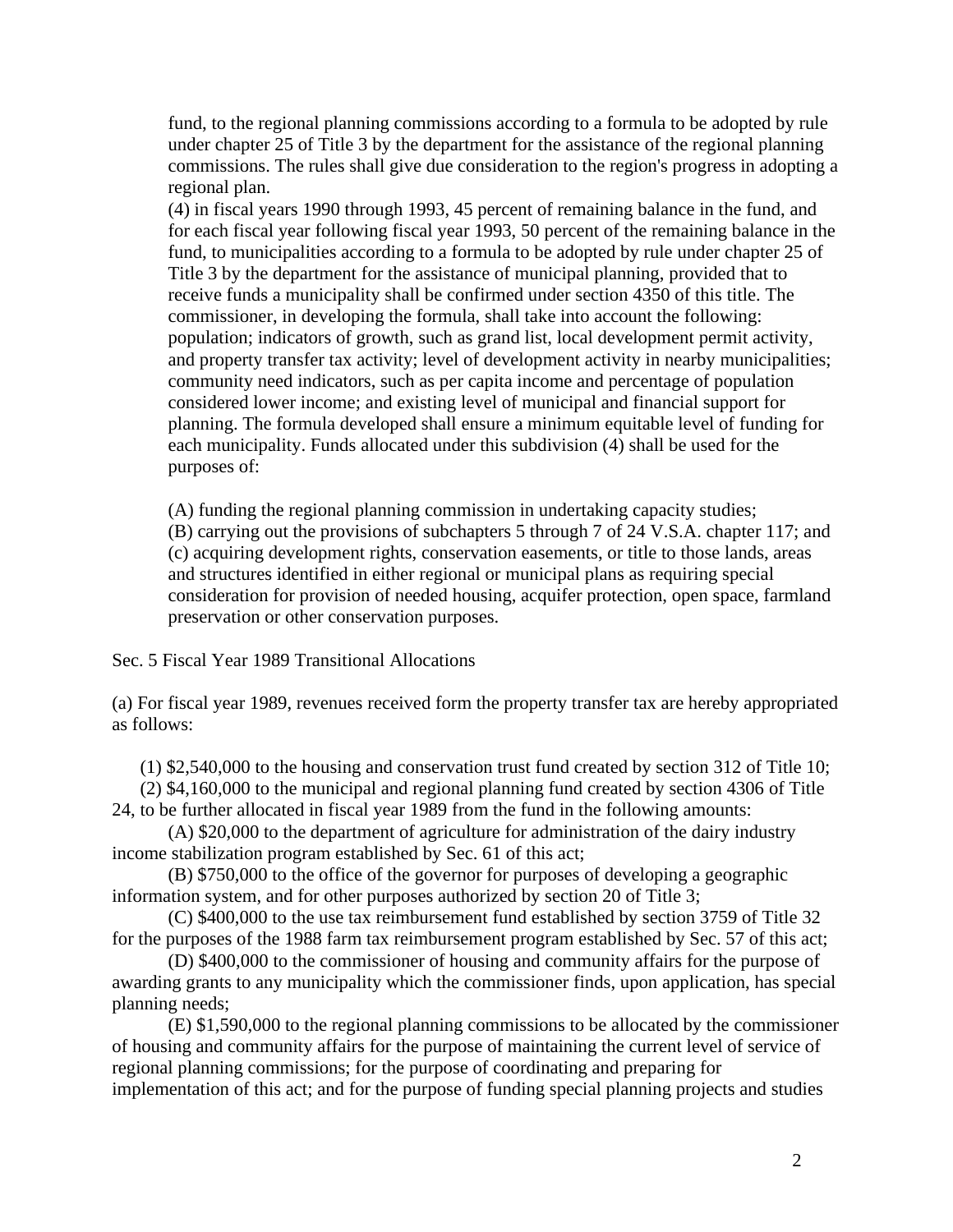fund, to the regional planning commissions according to a formula to be adopted by rule under chapter 25 of Title 3 by the department for the assistance of the regional planning commissions. The rules shall give due consideration to the region's progress in adopting a regional plan.

(4) in fiscal years 1990 through 1993, 45 percent of remaining balance in the fund, and for each fiscal year following fiscal year 1993, 50 percent of the remaining balance in the fund, to municipalities according to a formula to be adopted by rule under chapter 25 of Title 3 by the department for the assistance of municipal planning, provided that to receive funds a municipality shall be confirmed under section 4350 of this title. The commissioner, in developing the formula, shall take into account the following: population; indicators of growth, such as grand list, local development permit activity, and property transfer tax activity; level of development activity in nearby municipalities; community need indicators, such as per capita income and percentage of population considered lower income; and existing level of municipal and financial support for planning. The formula developed shall ensure a minimum equitable level of funding for each municipality. Funds allocated under this subdivision (4) shall be used for the purposes of:

(A) funding the regional planning commission in undertaking capacity studies;
(B) carrying out the provisions of subchapters 5 through 7 of 24 V.S.A. chapter 117; and
(c) acquiring development rights, conservation easements, or title to those lands, areas and structures identified in either regional or municipal plans as requiring special consideration for provision of needed housing, acquifer protection, open space, farmland preservation or other conservation purposes.

Sec. 5 Fiscal Year 1989 Transitional Allocations

(a) For fiscal year 1989, revenues received form the property transfer tax are hereby appropriated as follows:

(1) $2,540,000 to the housing and conservation trust fund created by section 312 of Title 10;
(2) $4,160,000 to the municipal and regional planning fund created by section 4306 of Title 24, to be further allocated in fiscal year 1989 from the fund in the following amounts:

(A) $20,000 to the department of agriculture for administration of the dairy industry income stabilization program established by Sec. 61 of this act;

(B) $750,000 to the office of the governor for purposes of developing a geographic information system, and for other purposes authorized by section 20 of Title 3;

(C) $400,000 to the use tax reimbursement fund established by section 3759 of Title 32 for the purposes of the 1988 farm tax reimbursement program established by Sec. 57 of this act;

(D) $400,000 to the commissioner of housing and community affairs for the purpose of awarding grants to any municipality which the commissioner finds, upon application, has special planning needs;

(E) $1,590,000 to the regional planning commissions to be allocated by the commissioner of housing and community affairs for the purpose of maintaining the current level of service of regional planning commissions; for the purpose of coordinating and preparing for implementation of this act; and for the purpose of funding special planning projects and studies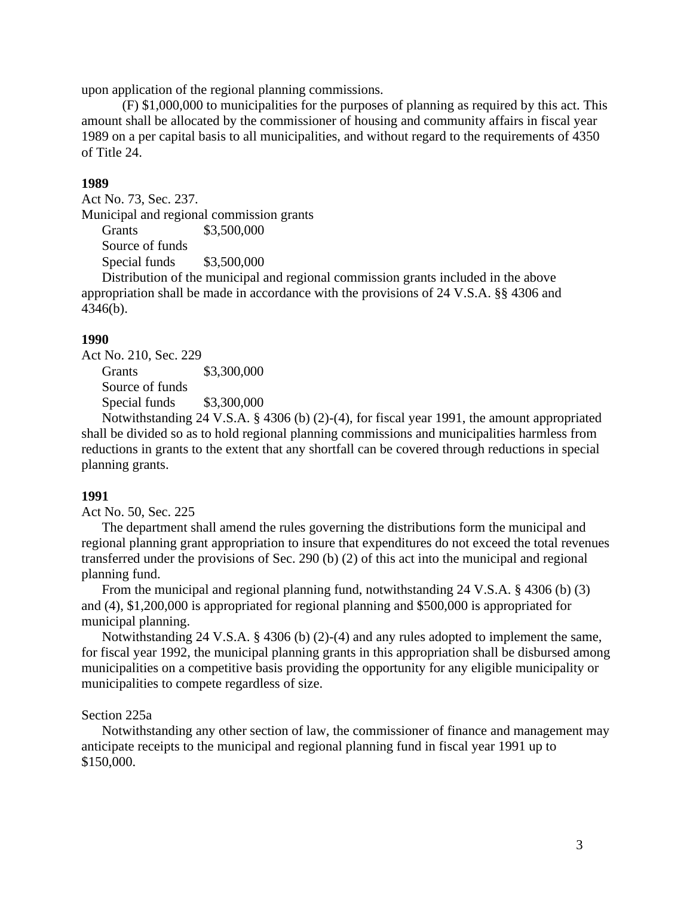upon application of the regional planning commissions.

(F) $1,000,000 to municipalities for the purposes of planning as required by this act. This amount shall be allocated by the commissioner of housing and community affairs in fiscal year 1989 on a per capital basis to all municipalities, and without regard to the requirements of 4350 of Title 24.

**1989**

Act No. 73, Sec. 237.

Municipal and regional commission grants

| | |
|---|---|
| Grants | $3,500,000 |
| Source of funds | |
| Special funds | $3,500,000 |

Distribution of the municipal and regional commission grants included in the above appropriation shall be made in accordance with the provisions of 24 V.S.A. §§ 4306 and 4346(b).

**1990**

Act No. 210, Sec. 229

| | |
|---|---|
| Grants | $3,300,000 |
| Source of funds | |
| Special funds | $3,300,000 |

Notwithstanding 24 V.S.A. § 4306 (b) (2)-(4), for fiscal year 1991, the amount appropriated shall be divided so as to hold regional planning commissions and municipalities harmless from reductions in grants to the extent that any shortfall can be covered through reductions in special planning grants.

**1991**

Act No. 50, Sec. 225

The department shall amend the rules governing the distributions form the municipal and regional planning grant appropriation to insure that expenditures do not exceed the total revenues transferred under the provisions of Sec. 290 (b) (2) of this act into the municipal and regional planning fund.

From the municipal and regional planning fund, notwithstanding 24 V.S.A. § 4306 (b) (3) and (4), $1,200,000 is appropriated for regional planning and $500,000 is appropriated for municipal planning.

Notwithstanding 24 V.S.A. § 4306 (b) (2)-(4) and any rules adopted to implement the same, for fiscal year 1992, the municipal planning grants in this appropriation shall be disbursed among municipalities on a competitive basis providing the opportunity for any eligible municipality or municipalities to compete regardless of size.

Section 225a

Notwithstanding any other section of law, the commissioner of finance and management may anticipate receipts to the municipal and regional planning fund in fiscal year 1991 up to $150,000.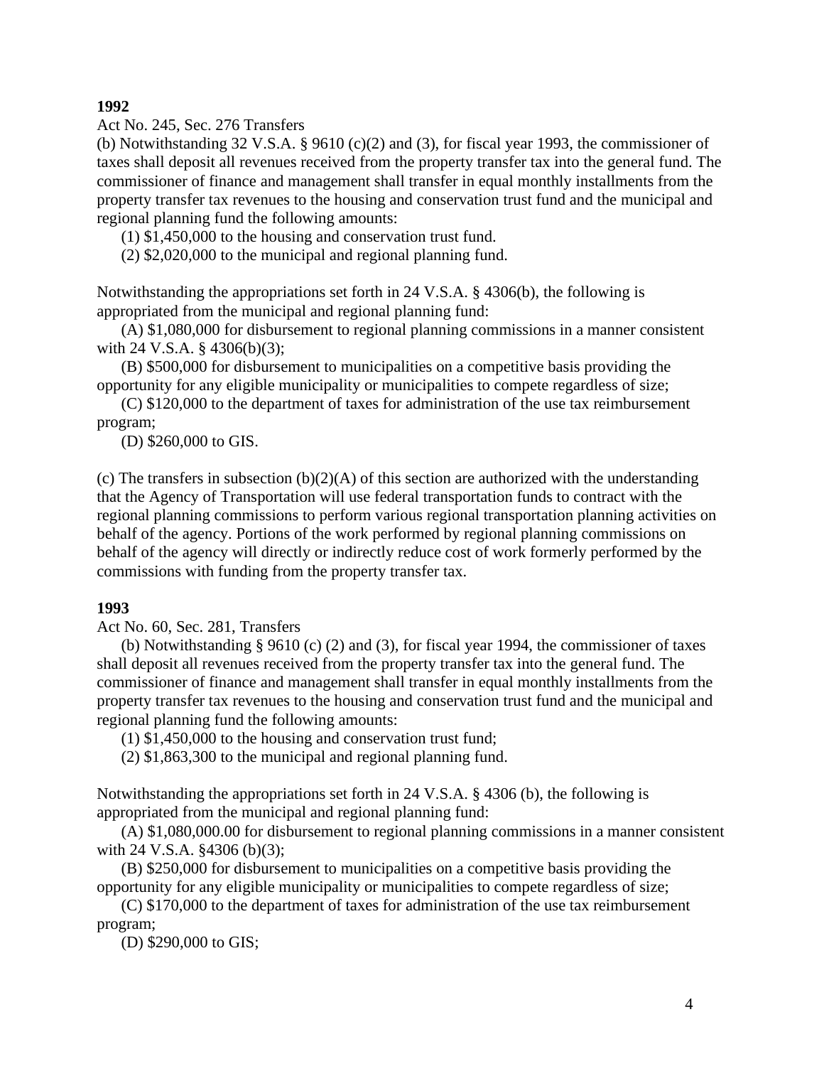**1992**

Act No. 245, Sec. 276 Transfers

(b) Notwithstanding 32 V.S.A. § 9610 (c)(2) and (3), for fiscal year 1993, the commissioner of taxes shall deposit all revenues received from the property transfer tax into the general fund. The commissioner of finance and management shall transfer in equal monthly installments from the property transfer tax revenues to the housing and conservation trust fund and the municipal and regional planning fund the following amounts:

(1) $1,450,000 to the housing and conservation trust fund.

(2) $2,020,000 to the municipal and regional planning fund.

Notwithstanding the appropriations set forth in 24 V.S.A. § 4306(b), the following is appropriated from the municipal and regional planning fund:

(A) $1,080,000 for disbursement to regional planning commissions in a manner consistent with 24 V.S.A. § 4306(b)(3);

(B) $500,000 for disbursement to municipalities on a competitive basis providing the opportunity for any eligible municipality or municipalities to compete regardless of size;

(C) $120,000 to the department of taxes for administration of the use tax reimbursement program;

(D) $260,000 to GIS.

(c) The transfers in subsection (b)(2)(A) of this section are authorized with the understanding that the Agency of Transportation will use federal transportation funds to contract with the regional planning commissions to perform various regional transportation planning activities on behalf of the agency. Portions of the work performed by regional planning commissions on behalf of the agency will directly or indirectly reduce cost of work formerly performed by the commissions with funding from the property transfer tax.

**1993**

Act No. 60, Sec. 281, Transfers

(b) Notwithstanding § 9610 (c) (2) and (3), for fiscal year 1994, the commissioner of taxes shall deposit all revenues received from the property transfer tax into the general fund. The commissioner of finance and management shall transfer in equal monthly installments from the property transfer tax revenues to the housing and conservation trust fund and the municipal and regional planning fund the following amounts:

(1) $1,450,000 to the housing and conservation trust fund;

(2) $1,863,300 to the municipal and regional planning fund.

Notwithstanding the appropriations set forth in 24 V.S.A. § 4306 (b), the following is appropriated from the municipal and regional planning fund:

(A) $1,080,000.00 for disbursement to regional planning commissions in a manner consistent with 24 V.S.A. §4306 (b)(3);

(B) $250,000 for disbursement to municipalities on a competitive basis providing the opportunity for any eligible municipality or municipalities to compete regardless of size;

(C) $170,000 to the department of taxes for administration of the use tax reimbursement program;

(D) $290,000 to GIS;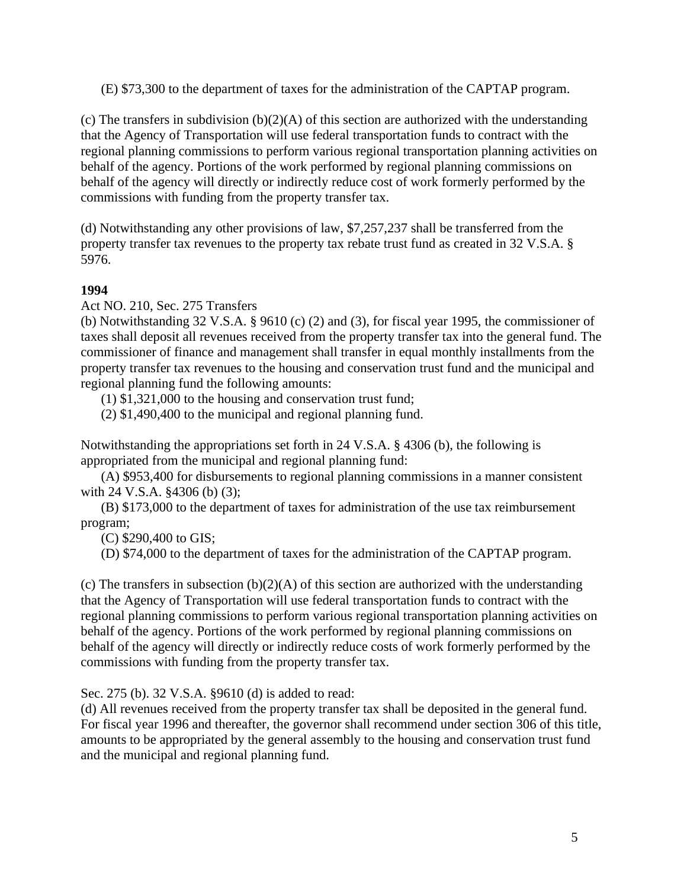(E) $73,300 to the department of taxes for the administration of the CAPTAP program.

(c) The transfers in subdivision (b)(2)(A) of this section are authorized with the understanding that the Agency of Transportation will use federal transportation funds to contract with the regional planning commissions to perform various regional transportation planning activities on behalf of the agency. Portions of the work performed by regional planning commissions on behalf of the agency will directly or indirectly reduce cost of work formerly performed by the commissions with funding from the property transfer tax.

(d) Notwithstanding any other provisions of law, $7,257,237 shall be transferred from the property transfer tax revenues to the property tax rebate trust fund as created in 32 V.S.A. § 5976.

**1994**

Act NO. 210, Sec. 275 Transfers

(b) Notwithstanding 32 V.S.A. § 9610 (c) (2) and (3), for fiscal year 1995, the commissioner of taxes shall deposit all revenues received from the property transfer tax into the general fund. The commissioner of finance and management shall transfer in equal monthly installments from the property transfer tax revenues to the housing and conservation trust fund and the municipal and regional planning fund the following amounts:

(1) $1,321,000 to the housing and conservation trust fund;

(2) $1,490,400 to the municipal and regional planning fund.

Notwithstanding the appropriations set forth in 24 V.S.A. § 4306 (b), the following is appropriated from the municipal and regional planning fund:

(A) $953,400 for disbursements to regional planning commissions in a manner consistent with 24 V.S.A. §4306 (b) (3);

(B) $173,000 to the department of taxes for administration of the use tax reimbursement program;

(C) $290,400 to GIS;

(D) $74,000 to the department of taxes for the administration of the CAPTAP program.

(c) The transfers in subsection (b)(2)(A) of this section are authorized with the understanding that the Agency of Transportation will use federal transportation funds to contract with the regional planning commissions to perform various regional transportation planning activities on behalf of the agency. Portions of the work performed by regional planning commissions on behalf of the agency will directly or indirectly reduce costs of work formerly performed by the commissions with funding from the property transfer tax.

Sec. 275 (b). 32 V.S.A. §9610 (d) is added to read:

(d) All revenues received from the property transfer tax shall be deposited in the general fund. For fiscal year 1996 and thereafter, the governor shall recommend under section 306 of this title, amounts to be appropriated by the general assembly to the housing and conservation trust fund and the municipal and regional planning fund.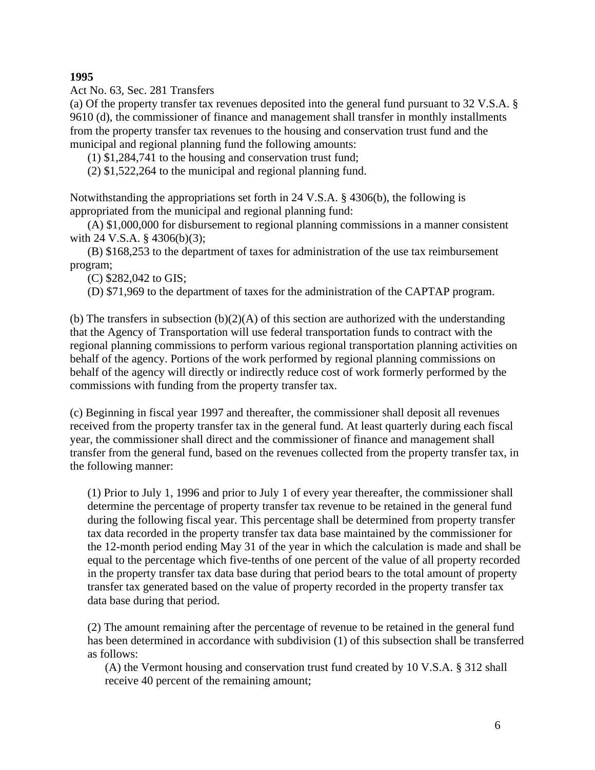**1995**

Act No. 63, Sec. 281 Transfers

(a) Of the property transfer tax revenues deposited into the general fund pursuant to 32 V.S.A. § 9610 (d), the commissioner of finance and management shall transfer in monthly installments from the property transfer tax revenues to the housing and conservation trust fund and the municipal and regional planning fund the following amounts:

(1) $1,284,741 to the housing and conservation trust fund;

(2) $1,522,264 to the municipal and regional planning fund.

Notwithstanding the appropriations set forth in 24 V.S.A. § 4306(b), the following is appropriated from the municipal and regional planning fund:

(A) $1,000,000 for disbursement to regional planning commissions in a manner consistent with 24 V.S.A. § 4306(b)(3);

(B) $168,253 to the department of taxes for administration of the use tax reimbursement program;

(C) $282,042 to GIS;

(D) $71,969 to the department of taxes for the administration of the CAPTAP program.

(b) The transfers in subsection (b)(2)(A) of this section are authorized with the understanding that the Agency of Transportation will use federal transportation funds to contract with the regional planning commissions to perform various regional transportation planning activities on behalf of the agency. Portions of the work performed by regional planning commissions on behalf of the agency will directly or indirectly reduce cost of work formerly performed by the commissions with funding from the property transfer tax.

(c) Beginning in fiscal year 1997 and thereafter, the commissioner shall deposit all revenues received from the property transfer tax in the general fund. At least quarterly during each fiscal year, the commissioner shall direct and the commissioner of finance and management shall transfer from the general fund, based on the revenues collected from the property transfer tax, in the following manner:

(1) Prior to July 1, 1996 and prior to July 1 of every year thereafter, the commissioner shall determine the percentage of property transfer tax revenue to be retained in the general fund during the following fiscal year. This percentage shall be determined from property transfer tax data recorded in the property transfer tax data base maintained by the commissioner for the 12-month period ending May 31 of the year in which the calculation is made and shall be equal to the percentage which five-tenths of one percent of the value of all property recorded in the property transfer tax data base during that period bears to the total amount of property transfer tax generated based on the value of property recorded in the property transfer tax data base during that period.

(2) The amount remaining after the percentage of revenue to be retained in the general fund has been determined in accordance with subdivision (1) of this subsection shall be transferred as follows:

(A) the Vermont housing and conservation trust fund created by 10 V.S.A. § 312 shall receive 40 percent of the remaining amount;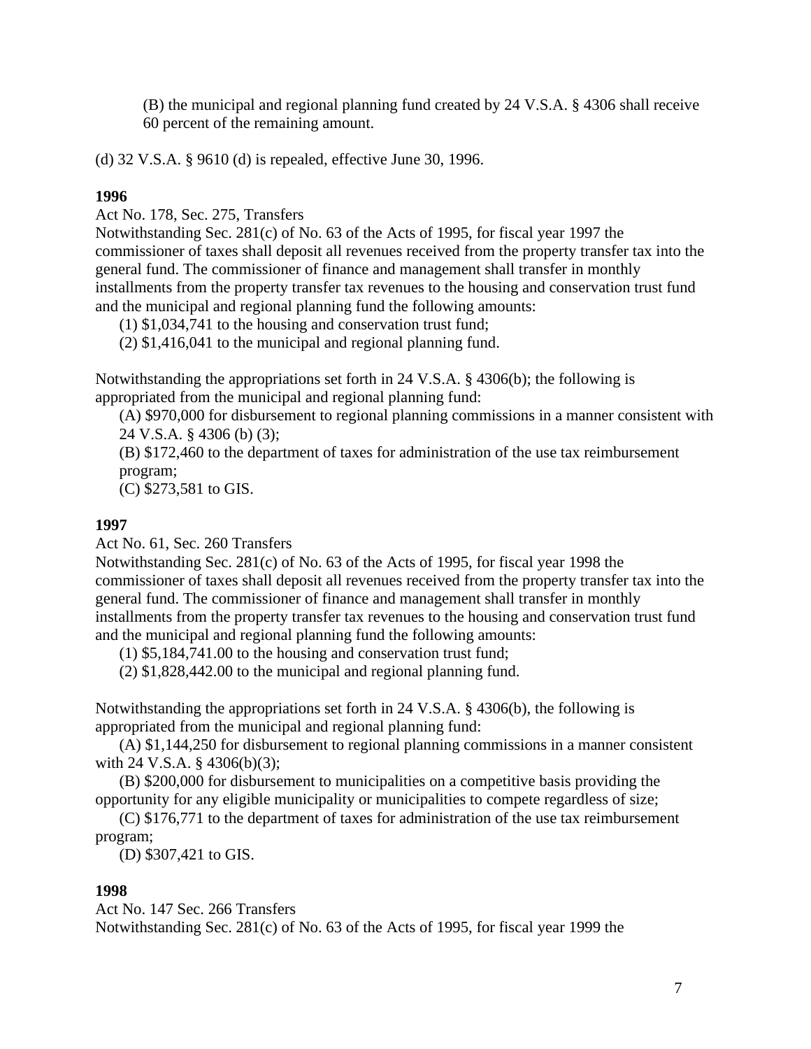(B) the municipal and regional planning fund created by 24 V.S.A. § 4306 shall receive 60 percent of the remaining amount.

(d) 32 V.S.A. § 9610 (d) is repealed, effective June 30, 1996.

**1996**

Act No. 178, Sec. 275, Transfers

Notwithstanding Sec. 281(c) of No. 63 of the Acts of 1995, for fiscal year 1997 the commissioner of taxes shall deposit all revenues received from the property transfer tax into the general fund. The commissioner of finance and management shall transfer in monthly installments from the property transfer tax revenues to the housing and conservation trust fund and the municipal and regional planning fund the following amounts:

(1) $1,034,741 to the housing and conservation trust fund;

(2) $1,416,041 to the municipal and regional planning fund.

Notwithstanding the appropriations set forth in 24 V.S.A. § 4306(b); the following is appropriated from the municipal and regional planning fund:

(A) $970,000 for disbursement to regional planning commissions in a manner consistent with 24 V.S.A. § 4306 (b) (3);

(B) $172,460 to the department of taxes for administration of the use tax reimbursement program;

(C) $273,581 to GIS.

**1997**

Act No. 61, Sec. 260 Transfers

Notwithstanding Sec. 281(c) of No. 63 of the Acts of 1995, for fiscal year 1998 the commissioner of taxes shall deposit all revenues received from the property transfer tax into the general fund. The commissioner of finance and management shall transfer in monthly installments from the property transfer tax revenues to the housing and conservation trust fund and the municipal and regional planning fund the following amounts:

(1) $5,184,741.00 to the housing and conservation trust fund;

(2) $1,828,442.00 to the municipal and regional planning fund.

Notwithstanding the appropriations set forth in 24 V.S.A. § 4306(b), the following is appropriated from the municipal and regional planning fund:

(A) $1,144,250 for disbursement to regional planning commissions in a manner consistent with 24 V.S.A. § 4306(b)(3);

(B) $200,000 for disbursement to municipalities on a competitive basis providing the opportunity for any eligible municipality or municipalities to compete regardless of size;

(C) $176,771 to the department of taxes for administration of the use tax reimbursement program;

(D) $307,421 to GIS.

**1998**

Act No. 147 Sec. 266 Transfers

Notwithstanding Sec. 281(c) of No. 63 of the Acts of 1995, for fiscal year 1999 the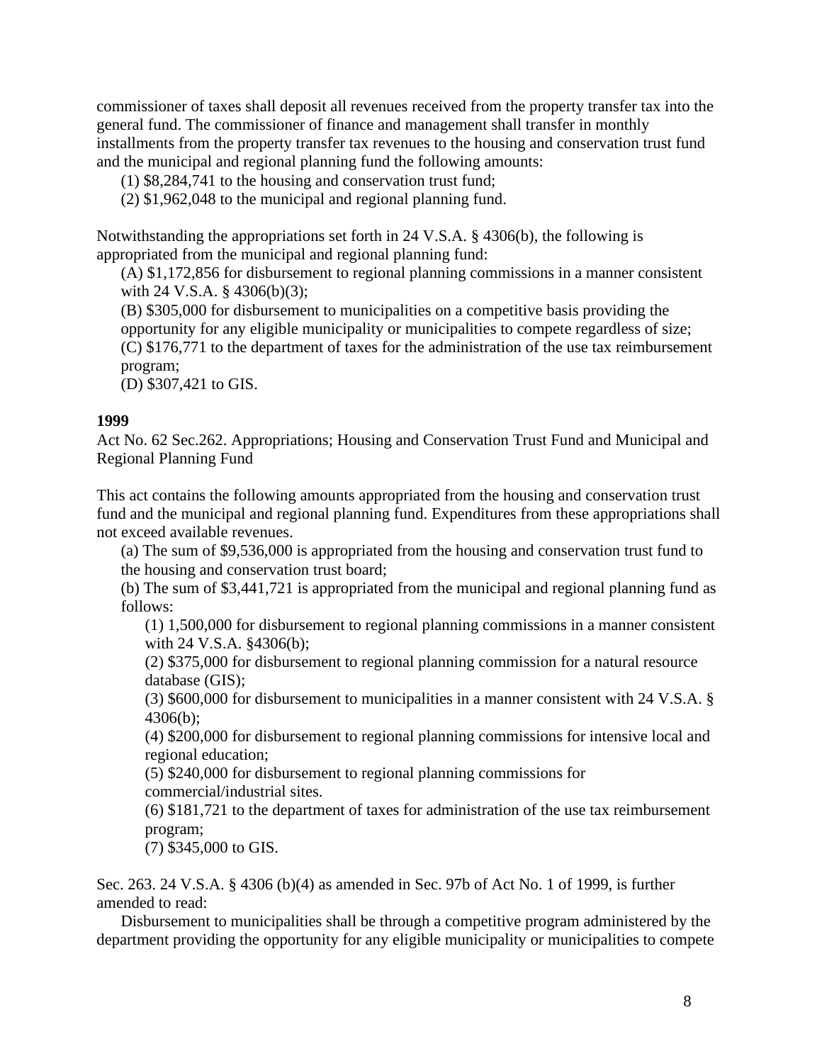commissioner of taxes shall deposit all revenues received from the property transfer tax into the general fund. The commissioner of finance and management shall transfer in monthly installments from the property transfer tax revenues to the housing and conservation trust fund and the municipal and regional planning fund the following amounts:

(1) $8,284,741 to the housing and conservation trust fund;

(2) $1,962,048 to the municipal and regional planning fund.

Notwithstanding the appropriations set forth in 24 V.S.A. § 4306(b), the following is appropriated from the municipal and regional planning fund:

(A) $1,172,856 for disbursement to regional planning commissions in a manner consistent with 24 V.S.A. § 4306(b)(3);

(B) $305,000 for disbursement to municipalities on a competitive basis providing the opportunity for any eligible municipality or municipalities to compete regardless of size;

(C) $176,771 to the department of taxes for the administration of the use tax reimbursement program;

(D) $307,421 to GIS.

**1999**

Act No. 62 Sec.262. Appropriations; Housing and Conservation Trust Fund and Municipal and Regional Planning Fund

This act contains the following amounts appropriated from the housing and conservation trust fund and the municipal and regional planning fund. Expenditures from these appropriations shall not exceed available revenues.

(a) The sum of $9,536,000 is appropriated from the housing and conservation trust fund to the housing and conservation trust board;

(b) The sum of $3,441,721 is appropriated from the municipal and regional planning fund as follows:

(1) 1,500,000 for disbursement to regional planning commissions in a manner consistent with 24 V.S.A. §4306(b);

(2) $375,000 for disbursement to regional planning commission for a natural resource database (GIS);

(3) $600,000 for disbursement to municipalities in a manner consistent with 24 V.S.A. § 4306(b);

(4) $200,000 for disbursement to regional planning commissions for intensive local and regional education;

(5) $240,000 for disbursement to regional planning commissions for commercial/industrial sites.

(6) $181,721 to the department of taxes for administration of the use tax reimbursement program;

(7) $345,000 to GIS.

Sec. 263. 24 V.S.A. § 4306 (b)(4) as amended in Sec. 97b of Act No. 1 of 1999, is further amended to read:

Disbursement to municipalities shall be through a competitive program administered by the department providing the opportunity for any eligible municipality or municipalities to compete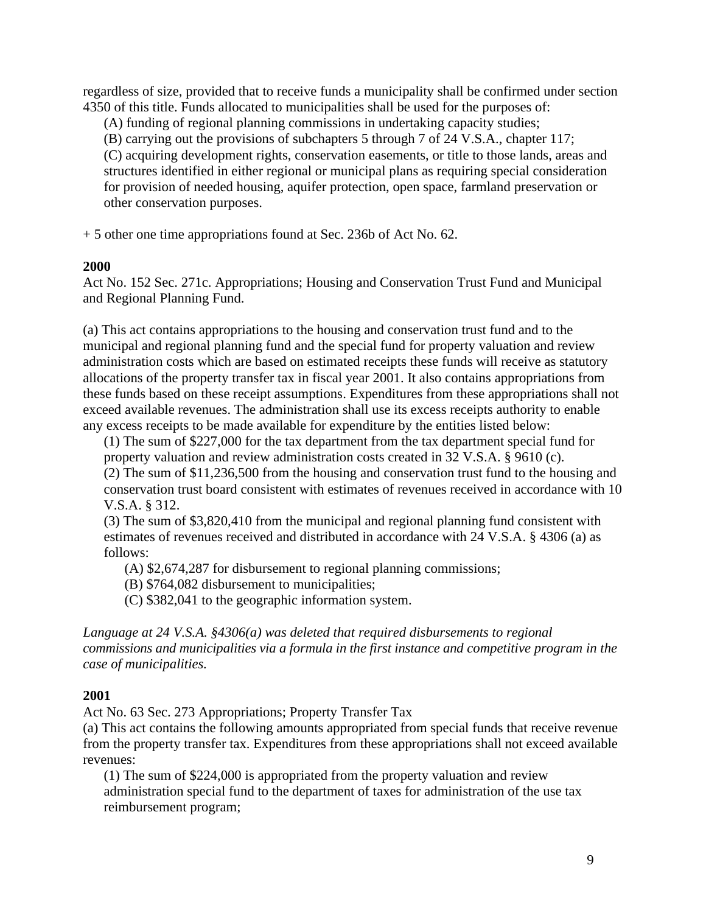regardless of size, provided that to receive funds a municipality shall be confirmed under section 4350 of this title. Funds allocated to municipalities shall be used for the purposes of:

(A) funding of regional planning commissions in undertaking capacity studies;
(B) carrying out the provisions of subchapters 5 through 7 of 24 V.S.A., chapter 117;
(C) acquiring development rights, conservation easements, or title to those lands, areas and structures identified in either regional or municipal plans as requiring special consideration for provision of needed housing, aquifer protection, open space, farmland preservation or other conservation purposes.

+ 5 other one time appropriations found at Sec. 236b of Act No. 62.

**2000**

Act No. 152 Sec. 271c. Appropriations; Housing and Conservation Trust Fund and Municipal and Regional Planning Fund.

(a) This act contains appropriations to the housing and conservation trust fund and to the municipal and regional planning fund and the special fund for property valuation and review administration costs which are based on estimated receipts these funds will receive as statutory allocations of the property transfer tax in fiscal year 2001. It also contains appropriations from these funds based on these receipt assumptions. Expenditures from these appropriations shall not exceed available revenues. The administration shall use its excess receipts authority to enable any excess receipts to be made available for expenditure by the entities listed below:

(1) The sum of $227,000 for the tax department from the tax department special fund for property valuation and review administration costs created in 32 V.S.A. § 9610 (c).
(2) The sum of $11,236,500 from the housing and conservation trust fund to the housing and conservation trust board consistent with estimates of revenues received in accordance with 10 V.S.A. § 312.
(3) The sum of $3,820,410 from the municipal and regional planning fund consistent with estimates of revenues received and distributed in accordance with 24 V.S.A. § 4306 (a) as follows:
   (A) $2,674,287 for disbursement to regional planning commissions;
   (B) $764,082 disbursement to municipalities;
   (C) $382,041 to the geographic information system.

*Language at 24 V.S.A. §4306(a) was deleted that required disbursements to regional commissions and municipalities via a formula in the first instance and competitive program in the case of municipalities.*

**2001**

Act No. 63 Sec. 273 Appropriations; Property Transfer Tax
(a) This act contains the following amounts appropriated from special funds that receive revenue from the property transfer tax. Expenditures from these appropriations shall not exceed available revenues:

(1) The sum of $224,000 is appropriated from the property valuation and review administration special fund to the department of taxes for administration of the use tax reimbursement program;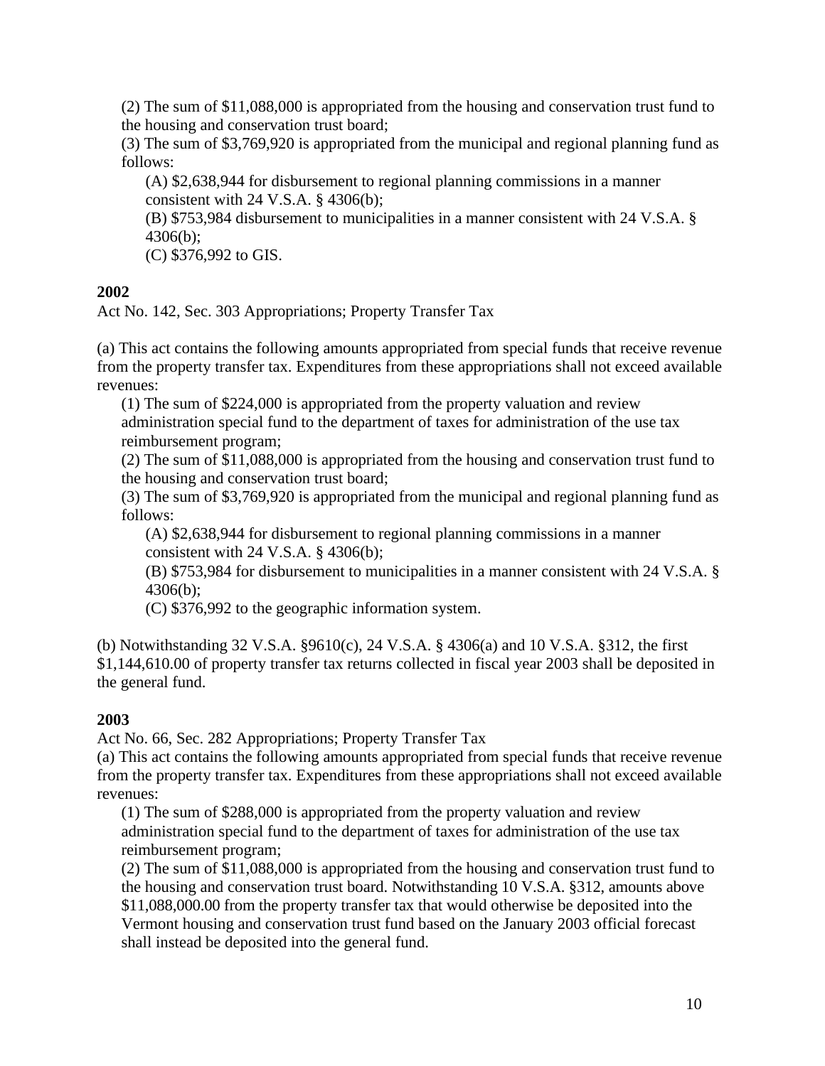(2) The sum of $11,088,000 is appropriated from the housing and conservation trust fund to the housing and conservation trust board;

(3) The sum of $3,769,920 is appropriated from the municipal and regional planning fund as follows:

(A) $2,638,944 for disbursement to regional planning commissions in a manner consistent with 24 V.S.A. § 4306(b);

(B) $753,984 disbursement to municipalities in a manner consistent with 24 V.S.A. § 4306(b);

(C) $376,992 to GIS.

**2002**

Act No. 142, Sec. 303 Appropriations; Property Transfer Tax

(a) This act contains the following amounts appropriated from special funds that receive revenue from the property transfer tax. Expenditures from these appropriations shall not exceed available revenues:

(1) The sum of $224,000 is appropriated from the property valuation and review administration special fund to the department of taxes for administration of the use tax reimbursement program;

(2) The sum of $11,088,000 is appropriated from the housing and conservation trust fund to the housing and conservation trust board;

(3) The sum of $3,769,920 is appropriated from the municipal and regional planning fund as follows:

(A) $2,638,944 for disbursement to regional planning commissions in a manner consistent with 24 V.S.A. § 4306(b);

(B) $753,984 for disbursement to municipalities in a manner consistent with 24 V.S.A. § 4306(b);

(C) $376,992 to the geographic information system.

(b) Notwithstanding 32 V.S.A. §9610(c), 24 V.S.A. § 4306(a) and 10 V.S.A. §312, the first $1,144,610.00 of property transfer tax returns collected in fiscal year 2003 shall be deposited in the general fund.

**2003**

Act No. 66, Sec. 282 Appropriations; Property Transfer Tax

(a) This act contains the following amounts appropriated from special funds that receive revenue from the property transfer tax. Expenditures from these appropriations shall not exceed available revenues:

(1) The sum of $288,000 is appropriated from the property valuation and review administration special fund to the department of taxes for administration of the use tax reimbursement program;

(2) The sum of $11,088,000 is appropriated from the housing and conservation trust fund to the housing and conservation trust board. Notwithstanding 10 V.S.A. §312, amounts above $11,088,000.00 from the property transfer tax that would otherwise be deposited into the Vermont housing and conservation trust fund based on the January 2003 official forecast shall instead be deposited into the general fund.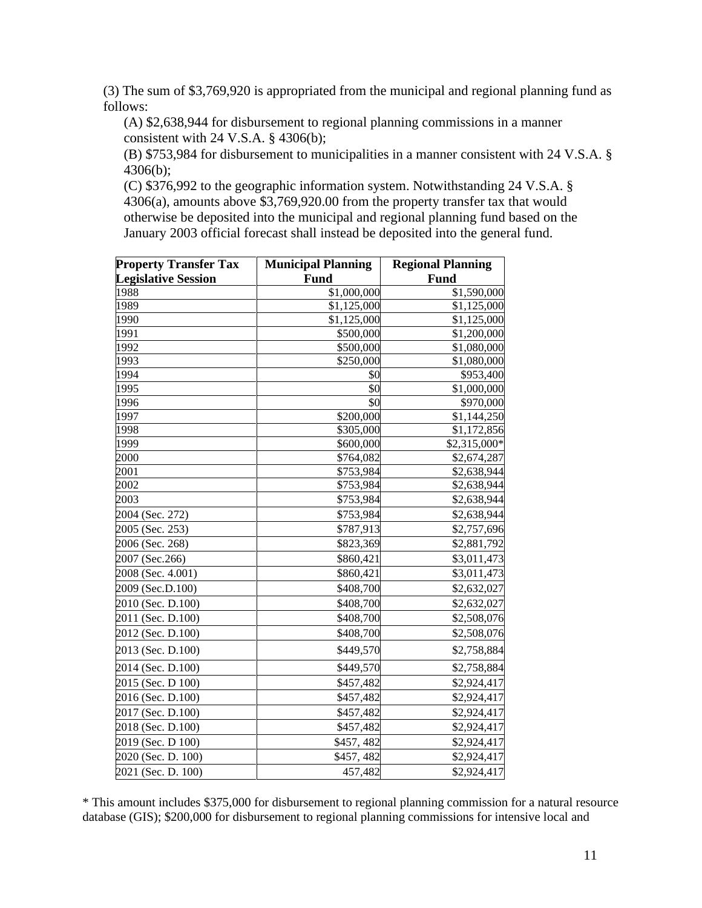(3) The sum of $3,769,920 is appropriated from the municipal and regional planning fund as follows:

(A) $2,638,944 for disbursement to regional planning commissions in a manner consistent with 24 V.S.A. § 4306(b);

(B) $753,984 for disbursement to municipalities in a manner consistent with 24 V.S.A. § 4306(b);

(C) $376,992 to the geographic information system. Notwithstanding 24 V.S.A. § 4306(a), amounts above $3,769,920.00 from the property transfer tax that would otherwise be deposited into the municipal and regional planning fund based on the January 2003 official forecast shall instead be deposited into the general fund.

| Property Transfer Tax Legislative Session | Municipal Planning Fund | Regional Planning Fund |
|---|---|---|
| 1988 | $1,000,000 | $1,590,000 |
| 1989 | $1,125,000 | $1,125,000 |
| 1990 | $1,125,000 | $1,125,000 |
| 1991 | $500,000 | $1,200,000 |
| 1992 | $500,000 | $1,080,000 |
| 1993 | $250,000 | $1,080,000 |
| 1994 | $0 | $953,400 |
| 1995 | $0 | $1,000,000 |
| 1996 | $0 | $970,000 |
| 1997 | $200,000 | $1,144,250 |
| 1998 | $305,000 | $1,172,856 |
| 1999 | $600,000 | $2,315,000* |
| 2000 | $764,082 | $2,674,287 |
| 2001 | $753,984 | $2,638,944 |
| 2002 | $753,984 | $2,638,944 |
| 2003 | $753,984 | $2,638,944 |
| 2004 (Sec. 272) | $753,984 | $2,638,944 |
| 2005 (Sec. 253) | $787,913 | $2,757,696 |
| 2006 (Sec. 268) | $823,369 | $2,881,792 |
| 2007 (Sec.266) | $860,421 | $3,011,473 |
| 2008 (Sec. 4.001) | $860,421 | $3,011,473 |
| 2009 (Sec.D.100) | $408,700 | $2,632,027 |
| 2010 (Sec. D.100) | $408,700 | $2,632,027 |
| 2011 (Sec. D.100) | $408,700 | $2,508,076 |
| 2012 (Sec. D.100) | $408,700 | $2,508,076 |
| 2013 (Sec. D.100) | $449,570 | $2,758,884 |
| 2014 (Sec. D.100) | $449,570 | $2,758,884 |
| 2015 (Sec. D 100) | $457,482 | $2,924,417 |
| 2016 (Sec. D.100) | $457,482 | $2,924,417 |
| 2017 (Sec. D.100) | $457,482 | $2,924,417 |
| 2018 (Sec. D.100) | $457,482 | $2,924,417 |
| 2019 (Sec. D 100) | $457, 482 | $2,924,417 |
| 2020 (Sec. D. 100) | $457, 482 | $2,924,417 |
| 2021 (Sec. D. 100) | 457,482 | $2,924,417 |

* This amount includes $375,000 for disbursement to regional planning commission for a natural resource database (GIS); $200,000 for disbursement to regional planning commissions for intensive local and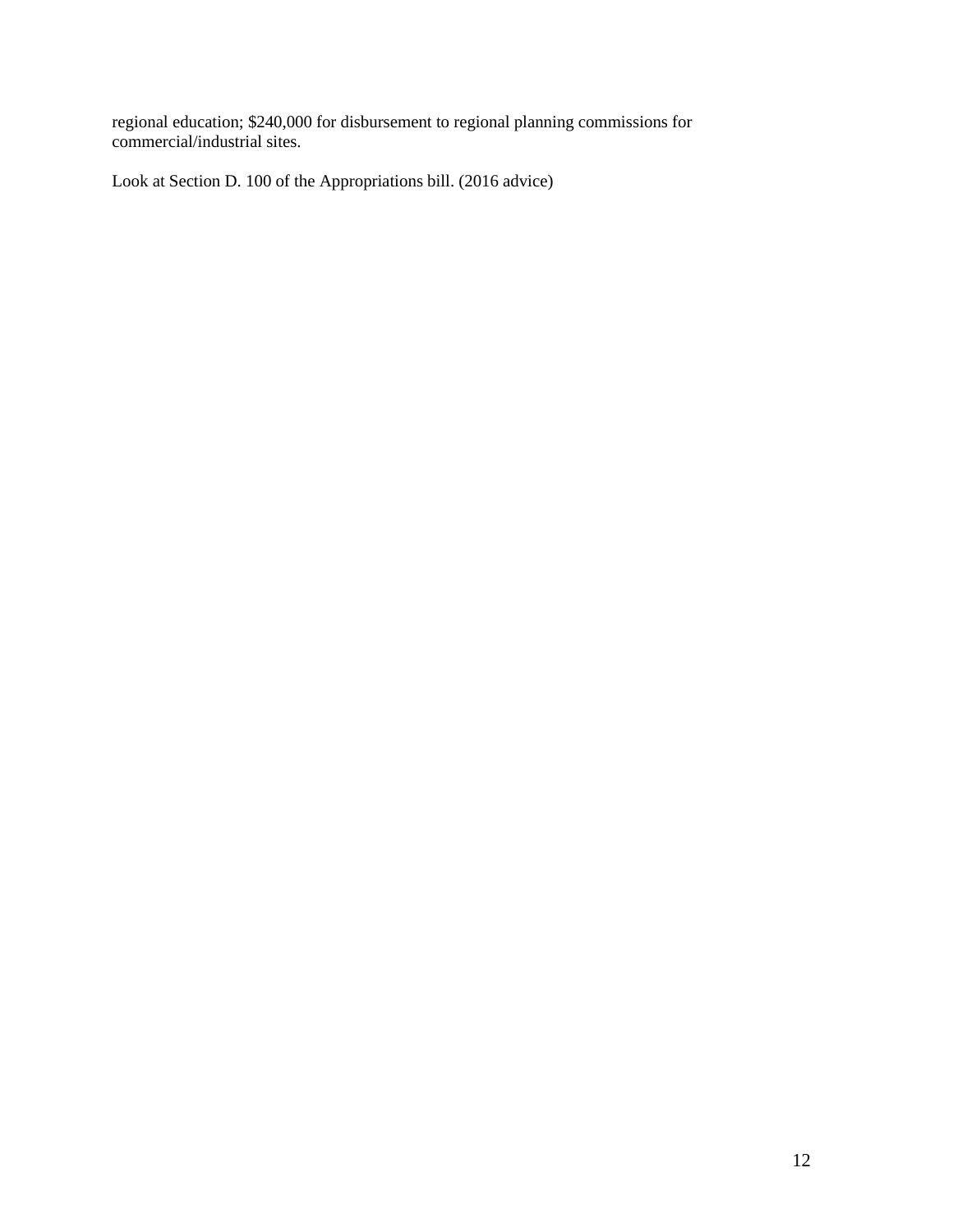regional education; $240,000 for disbursement to regional planning commissions for commercial/industrial sites.

Look at Section D. 100 of the Appropriations bill. (2016 advice)